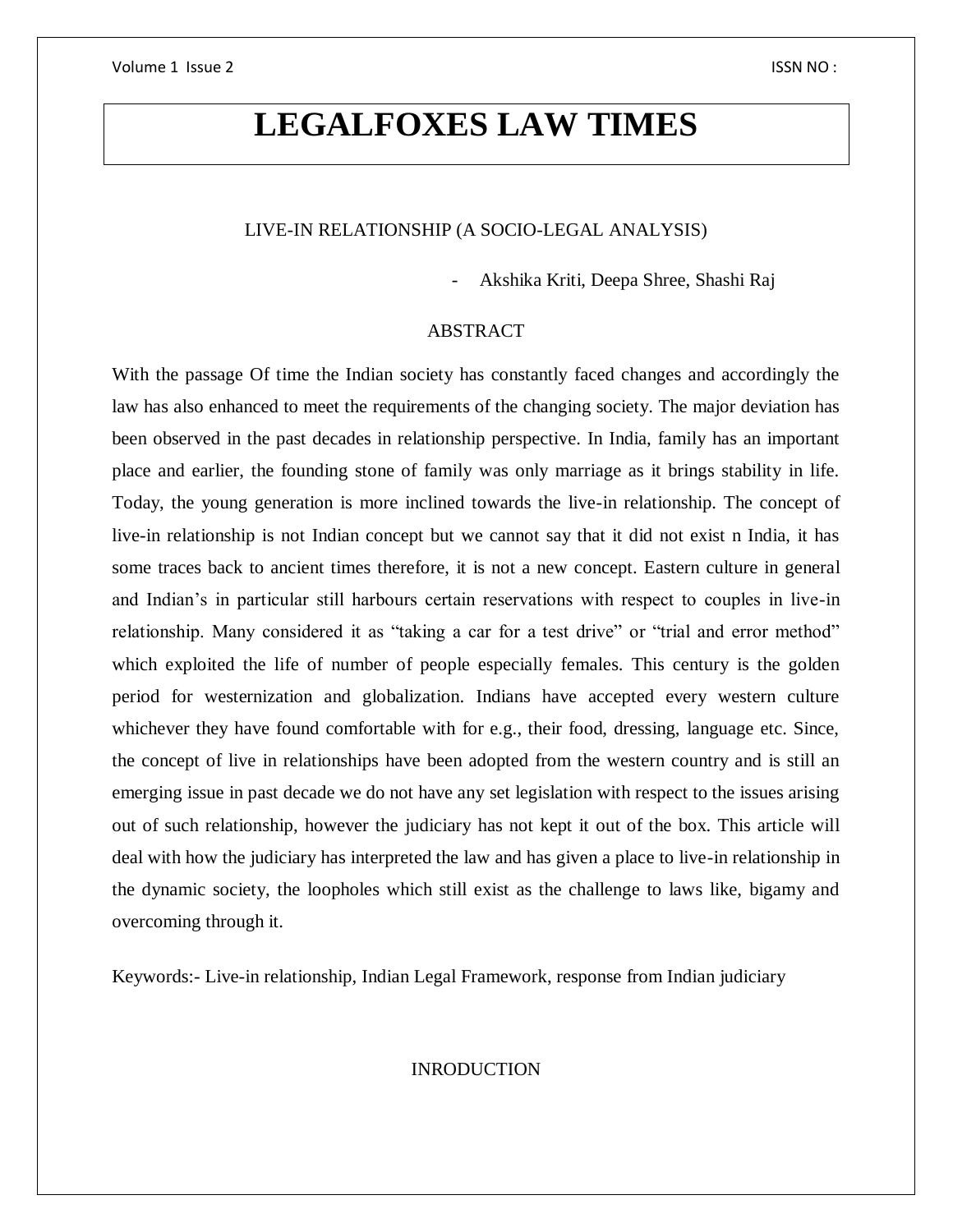# LEGALFOXES LAW TIMES

## LIVE-IN RELATIONSHIP (A SOCIO-LEGAL ANALYSIS)

- Akshika Kriti, Deepa Shree, Shashi Raj

### ABSTRACT

With the passage Of time the Indian society has constantly faced changes and accordingly the law has also enhanced to meet the requirements of the changing society. The major deviation has been observed in the past decades in relationship perspective. In India, family has an important place and earlier, the founding stone of family was only marriage as it brings stability in life. Today, the young generation is more inclined towards the live-in relationship. The concept of live-in relationship is not Indian concept but we cannot say that it did not exist n India, it has some traces back to ancient times therefore, it is not a new concept. Eastern culture in general and Indian's in particular still harbours certain reservations with respect to couples in live-in relationship. Many considered it as "taking a car for a test drive" or "trial and error method" which exploited the life of number of people especially females. This century is the golden period for westernization and globalization. Indians have accepted every western culture whichever they have found comfortable with for e.g., their food, dressing, language etc. Since, the concept of live in relationships have been adopted from the western country and is still an emerging issue in past decade we do not have any set legislation with respect to the issues arising out of such relationship, however the judiciary has not kept it out of the box. This article will deal with how the judiciary has interpreted the law and has given a place to live-in relationship in the dynamic society, the loopholes which still exist as the challenge to laws like, bigamy and overcoming through it.

Keywords:- Live-in relationship, Indian Legal Framework, response from Indian judiciary

### INRODUCTION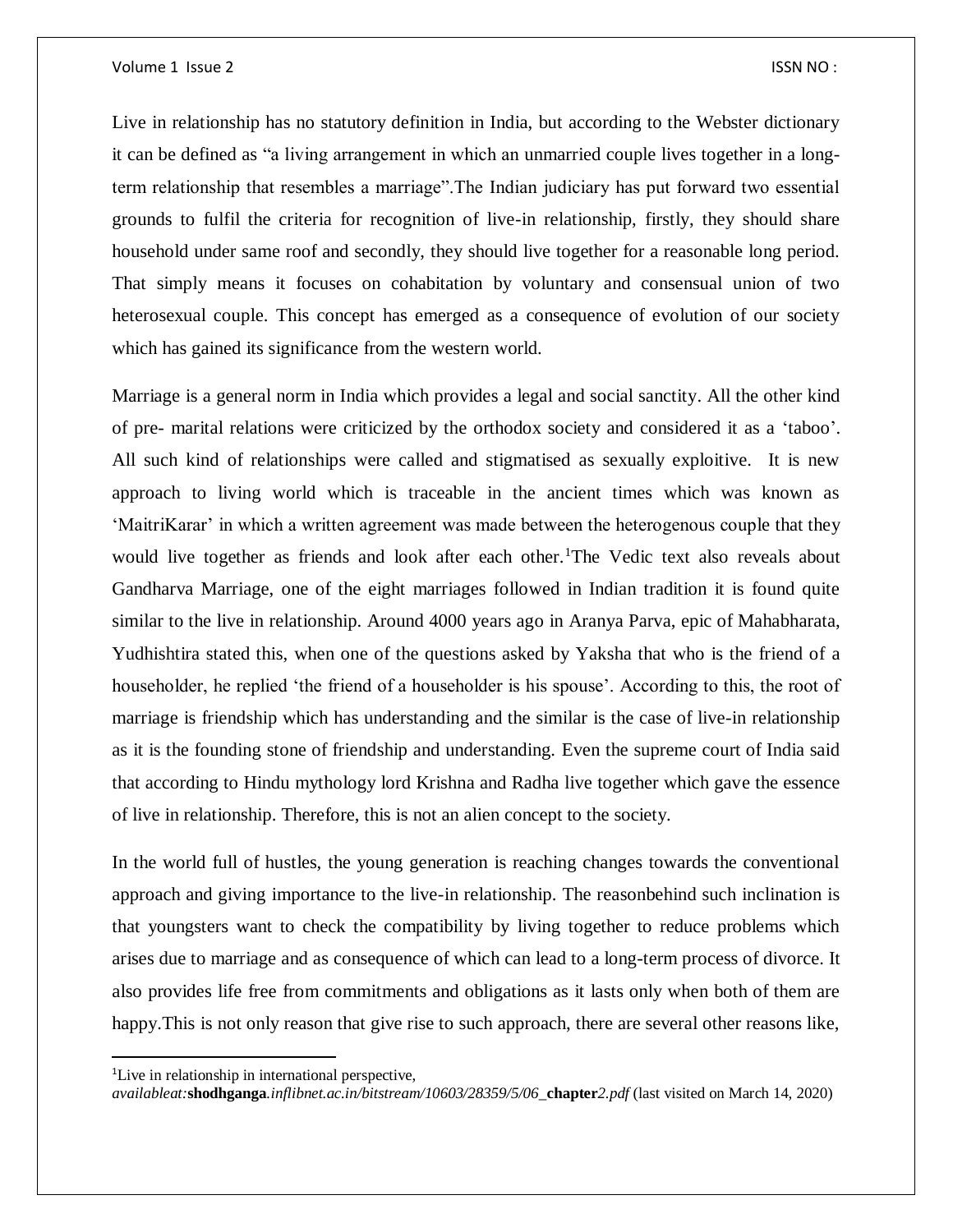Live in relationship has no statutory definition in India, but according to the Webster dictionary it can be defined as "a living arrangement in which an unmarried couple lives together in a long-term relationship that resembles a marriage".The Indian judiciary has put forward two essential grounds to fulfil the criteria for recognition of live-in relationship, firstly, they should share household under same roof and secondly, they should live together for a reasonable long period. That simply means it focuses on cohabitation by voluntary and consensual union of two heterosexual couple. This concept has emerged as a consequence of evolution of our society which has gained its significance from the western world.

Marriage is a general norm in India which provides a legal and social sanctity. All the other kind of pre- marital relations were criticized by the orthodox society and considered it as a 'taboo'. All such kind of relationships were called and stigmatised as sexually exploitive. It is new approach to living world which is traceable in the ancient times which was known as 'MaitriKarar' in which a written agreement was made between the heterogenous couple that they would live together as friends and look after each other.[1]The Vedic text also reveals about Gandharva Marriage, one of the eight marriages followed in Indian tradition it is found quite similar to the live in relationship. Around 4000 years ago in Aranya Parva, epic of Mahabharata, Yudhishtira stated this, when one of the questions asked by Yaksha that who is the friend of a householder, he replied 'the friend of a householder is his spouse'. According to this, the root of marriage is friendship which has understanding and the similar is the case of live-in relationship as it is the founding stone of friendship and understanding. Even the supreme court of India said that according to Hindu mythology lord Krishna and Radha live together which gave the essence of live in relationship. Therefore, this is not an alien concept to the society.

In the world full of hustles, the young generation is reaching changes towards the conventional approach and giving importance to the live-in relationship. The reasonbehind such inclination is that youngsters want to check the compatibility by living together to reduce problems which arises due to marriage and as consequence of which can lead to a long-term process of divorce. It also provides life free from commitments and obligations as it lasts only when both of them are happy.This is not only reason that give rise to such approach, there are several other reasons like,

---

[1]Live in relationship in international perspective, *availableat:***shodhganga***.inflibnet.ac.in/bitstream/10603/28359/5/06_***chapter***2.pdf* (last visited on March 14, 2020)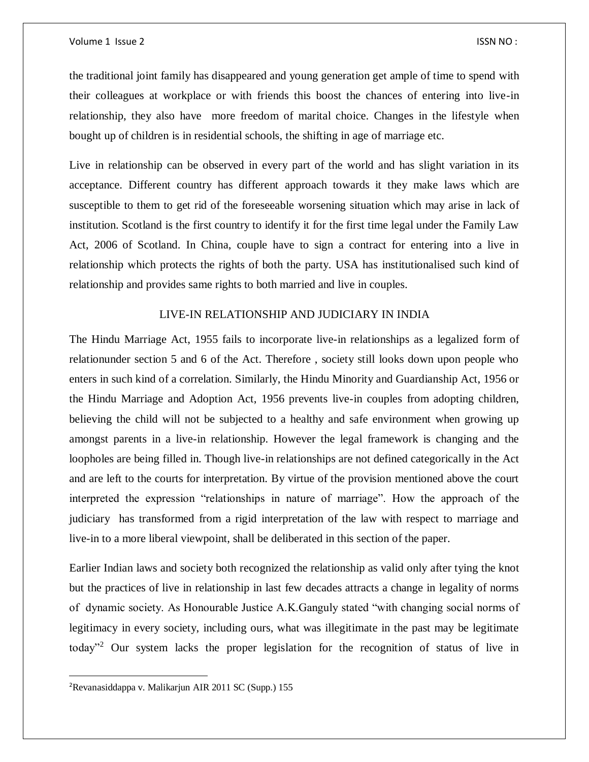the traditional joint family has disappeared and young generation get ample of time to spend with their colleagues at workplace or with friends this boost the chances of entering into live-in relationship, they also have more freedom of marital choice. Changes in the lifestyle when bought up of children is in residential schools, the shifting in age of marriage etc.

Live in relationship can be observed in every part of the world and has slight variation in its acceptance. Different country has different approach towards it they make laws which are susceptible to them to get rid of the foreseeable worsening situation which may arise in lack of institution. Scotland is the first country to identify it for the first time legal under the Family Law Act, 2006 of Scotland. In China, couple have to sign a contract for entering into a live in relationship which protects the rights of both the party. USA has institutionalised such kind of relationship and provides same rights to both married and live in couples.

## LIVE-IN RELATIONSHIP AND JUDICIARY IN INDIA

The Hindu Marriage Act, 1955 fails to incorporate live-in relationships as a legalized form of relationunder section 5 and 6 of the Act. Therefore , society still looks down upon people who enters in such kind of a correlation. Similarly, the Hindu Minority and Guardianship Act, 1956 or the Hindu Marriage and Adoption Act, 1956 prevents live-in couples from adopting children, believing the child will not be subjected to a healthy and safe environment when growing up amongst parents in a live-in relationship. However the legal framework is changing and the loopholes are being filled in. Though live-in relationships are not defined categorically in the Act and are left to the courts for interpretation. By virtue of the provision mentioned above the court interpreted the expression "relationships in nature of marriage". How the approach of the judiciary has transformed from a rigid interpretation of the law with respect to marriage and live-in to a more liberal viewpoint, shall be deliberated in this section of the paper.

Earlier Indian laws and society both recognized the relationship as valid only after tying the knot but the practices of live in relationship in last few decades attracts a change in legality of norms of dynamic society. As Honourable Justice A.K.Ganguly stated "with changing social norms of legitimacy in every society, including ours, what was illegitimate in the past may be legitimate today"[2] Our system lacks the proper legislation for the recognition of status of live in

[2] Revanasiddappa v. Malikarjun AIR 2011 SC (Supp.) 155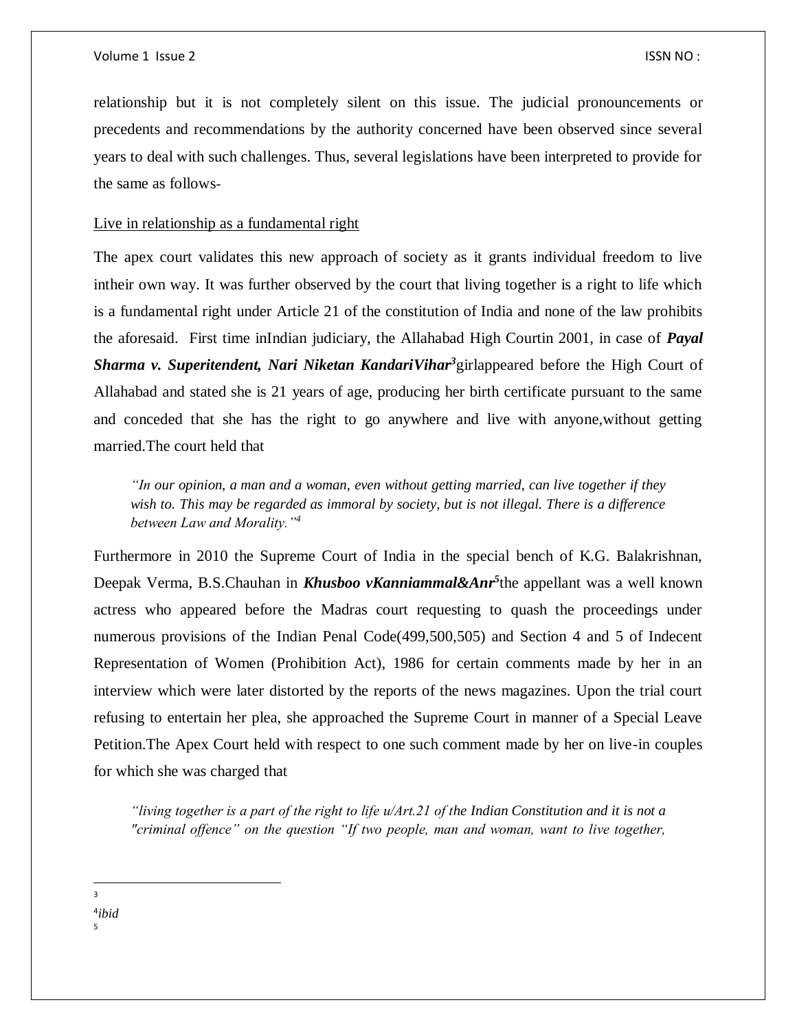relationship but it is not completely silent on this issue. The judicial pronouncements or precedents and recommendations by the authority concerned have been observed since several years to deal with such challenges. Thus, several legislations have been interpreted to provide for the same as follows-

Live in relationship as a fundamental right

The apex court validates this new approach of society as it grants individual freedom to live intheir own way. It was further observed by the court that living together is a right to life which is a fundamental right under Article 21 of the constitution of India and none of the law prohibits the aforesaid. First time inIndian judiciary, the Allahabad High Courtin 2001, in case of ***Payal Sharma v. Superitendent, Nari Niketan KandariVihar***[3]girlappeared before the High Court of Allahabad and stated she is 21 years of age, producing her birth certificate pursuant to the same and conceded that she has the right to go anywhere and live with anyone,without getting married.The court held that

> *"In our opinion, a man and a woman, even without getting married, can live together if they wish to. This may be regarded as immoral by society, but is not illegal. There is a difference between Law and Morality."*[4]

Furthermore in 2010 the Supreme Court of India in the special bench of K.G. Balakrishnan, Deepak Verma, B.S.Chauhan in ***Khusboo vKanniammal&Anr***[5]the appellant was a well known actress who appeared before the Madras court requesting to quash the proceedings under numerous provisions of the Indian Penal Code(499,500,505) and Section 4 and 5 of Indecent Representation of Women (Prohibition Act), 1986 for certain comments made by her in an interview which were later distorted by the reports of the news magazines. Upon the trial court refusing to entertain her plea, she approached the Supreme Court in manner of a Special Leave Petition.The Apex Court held with respect to one such comment made by her on live-in couples for which she was charged that

> *"living together is a part of the right to life u/Art.21 of the Indian Constitution and it is not a "criminal offence" on the question "If two people, man and woman, want to live together,*

---

[3]

[4] *ibid*

[5]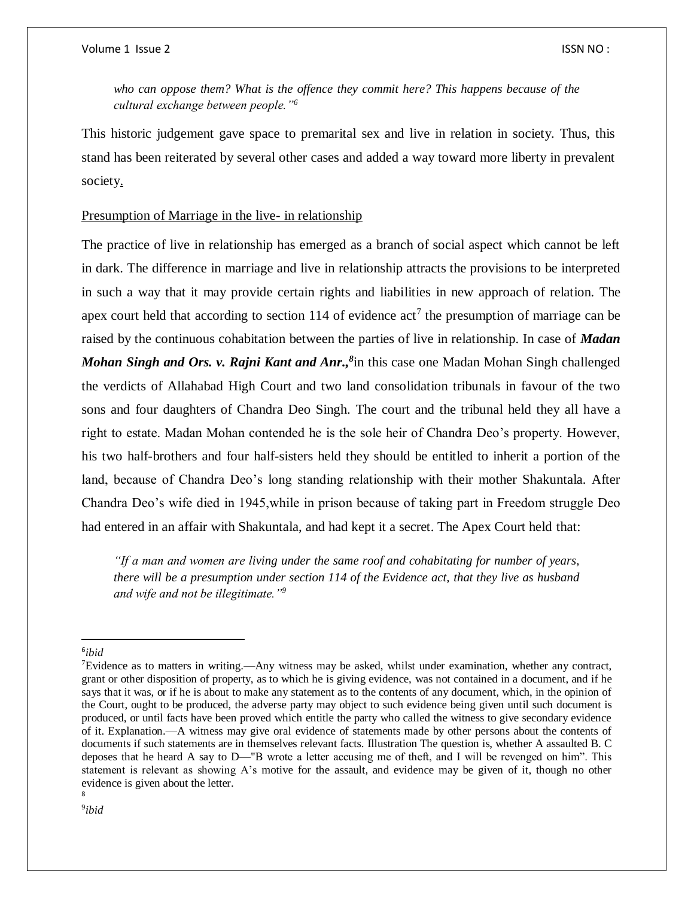*who can oppose them? What is the offence they commit here? This happens because of the cultural exchange between people."*[6]

This historic judgement gave space to premarital sex and live in relation in society. Thus, this stand has been reiterated by several other cases and added a way toward more liberty in prevalent society.

Presumption of Marriage in the live- in relationship

The practice of live in relationship has emerged as a branch of social aspect which cannot be left in dark. The difference in marriage and live in relationship attracts the provisions to be interpreted in such a way that it may provide certain rights and liabilities in new approach of relation. The apex court held that according to section 114 of evidence act[7] the presumption of marriage can be raised by the continuous cohabitation between the parties of live in relationship. In case of ***Madan Mohan Singh and Ors. v. Rajni Kant and Anr.,***[8] in this case one Madan Mohan Singh challenged the verdicts of Allahabad High Court and two land consolidation tribunals in favour of the two sons and four daughters of Chandra Deo Singh. The court and the tribunal held they all have a right to estate. Madan Mohan contended he is the sole heir of Chandra Deo's property. However, his two half-brothers and four half-sisters held they should be entitled to inherit a portion of the land, because of Chandra Deo's long standing relationship with their mother Shakuntala. After Chandra Deo's wife died in 1945,while in prison because of taking part in Freedom struggle Deo had entered in an affair with Shakuntala, and had kept it a secret. The Apex Court held that:

*"If a man and women are living under the same roof and cohabitating for number of years, there will be a presumption under section 114 of the Evidence act, that they live as husband and wife and not be illegitimate."*[9]

---

[6] *ibid*

[7] Evidence as to matters in writing.—Any witness may be asked, whilst under examination, whether any contract, grant or other disposition of property, as to which he is giving evidence, was not contained in a document, and if he says that it was, or if he is about to make any statement as to the contents of any document, which, in the opinion of the Court, ought to be produced, the adverse party may object to such evidence being given until such document is produced, or until facts have been proved which entitle the party who called the witness to give secondary evidence of it. Explanation.—A witness may give oral evidence of statements made by other persons about the contents of documents if such statements are in themselves relevant facts. Illustration The question is, whether A assaulted B. C deposes that he heard A say to D—"B wrote a letter accusing me of theft, and I will be revenged on him". This statement is relevant as showing A's motive for the assault, and evidence may be given of it, though no other evidence is given about the letter.

[8]

[9] *ibid*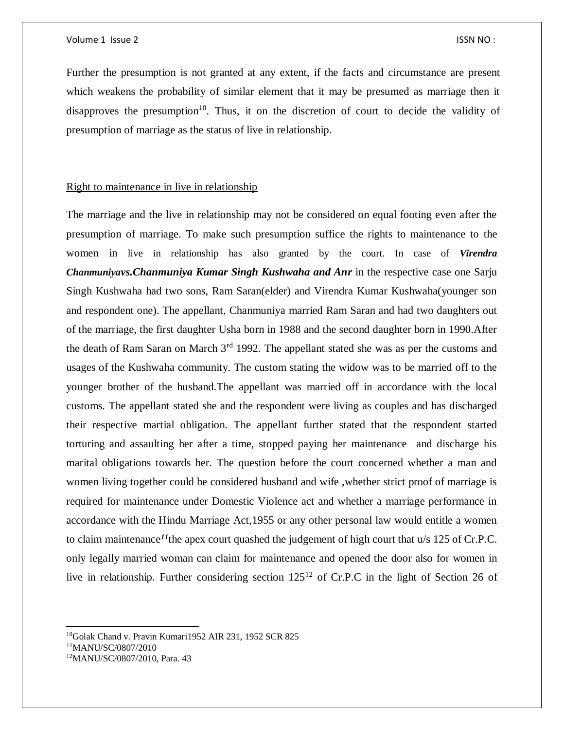Further the presumption is not granted at any extent, if the facts and circumstance are present which weakens the probability of similar element that it may be presumed as marriage then it disapproves the presumption[10]. Thus, it on the discretion of court to decide the validity of presumption of marriage as the status of live in relationship.

Right to maintenance in live in relationship

The marriage and the live in relationship may not be considered on equal footing even after the presumption of marriage. To make such presumption suffice the rights to maintenance to the women in live in relationship has also granted by the court. In case of ***Virendra Chanmuniyavs.Chanmuniya Kumar Singh Kushwaha and Anr*** in the respective case one Sarju Singh Kushwaha had two sons, Ram Saran(elder) and Virendra Kumar Kushwaha(younger son and respondent one). The appellant, Chanmuniya married Ram Saran and had two daughters out of the marriage, the first daughter Usha born in 1988 and the second daughter born in 1990.After the death of Ram Saran on March 3rd 1992. The appellant stated she was as per the customs and usages of the Kushwaha community. The custom stating the widow was to be married off to the younger brother of the husband.The appellant was married off in accordance with the local customs. The appellant stated she and the respondent were living as couples and has discharged their respective martial obligation. The appellant further stated that the respondent started torturing and assaulting her after a time, stopped paying her maintenance and discharge his marital obligations towards her. The question before the court concerned whether a man and women living together could be considered husband and wife ,whether strict proof of marriage is required for maintenance under Domestic Violence act and whether a marriage performance in accordance with the Hindu Marriage Act,1955 or any other personal law would entitle a women to claim maintenance[11]the apex court quashed the judgement of high court that u/s 125 of Cr.P.C. only legally married woman can claim for maintenance and opened the door also for women in live in relationship. Further considering section 125[12] of Cr.P.C in the light of Section 26 of

---

[10]Golak Chand v. Pravin Kumari1952 AIR 231, 1952 SCR 825

[11]MANU/SC/0807/2010

[12]MANU/SC/0807/2010, Para. 43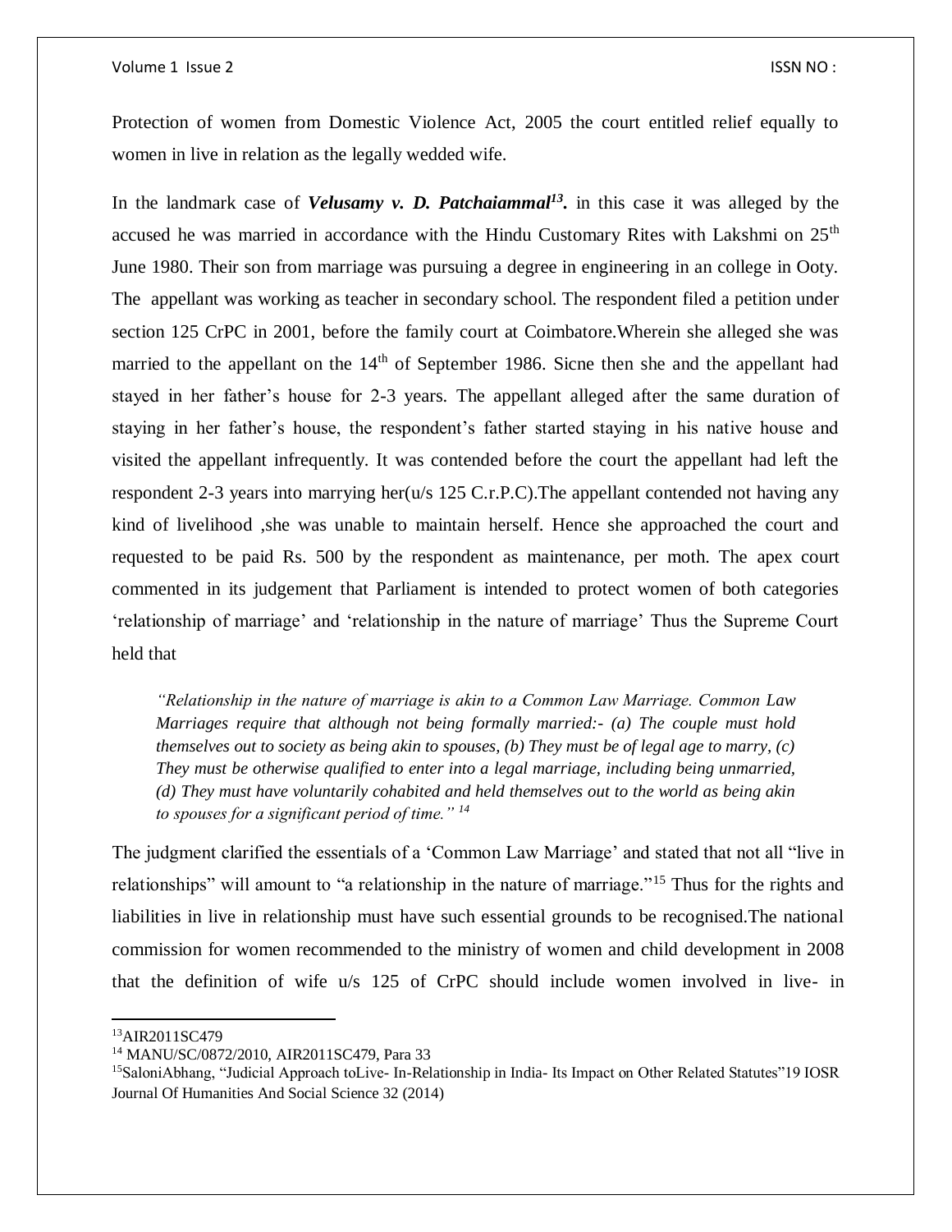Protection of women from Domestic Violence Act, 2005 the court entitled relief equally to women in live in relation as the legally wedded wife.

In the landmark case of ***Velusamy v. D. Patchaiammal***[13]**.** in this case it was alleged by the accused he was married in accordance with the Hindu Customary Rites with Lakshmi on 25th June 1980. Their son from marriage was pursuing a degree in engineering in an college in Ooty. The appellant was working as teacher in secondary school. The respondent filed a petition under section 125 CrPC in 2001, before the family court at Coimbatore.Wherein she alleged she was married to the appellant on the 14th of September 1986. Sicne then she and the appellant had stayed in her father's house for 2-3 years. The appellant alleged after the same duration of staying in her father's house, the respondent's father started staying in his native house and visited the appellant infrequently. It was contended before the court the appellant had left the respondent 2-3 years into marrying her(u/s 125 C.r.P.C).The appellant contended not having any kind of livelihood ,she was unable to maintain herself. Hence she approached the court and requested to be paid Rs. 500 by the respondent as maintenance, per moth. The apex court commented in its judgement that Parliament is intended to protect women of both categories 'relationship of marriage' and 'relationship in the nature of marriage' Thus the Supreme Court held that

> *"Relationship in the nature of marriage is akin to a Common Law Marriage. Common Law Marriages require that although not being formally married:- (a) The couple must hold themselves out to society as being akin to spouses, (b) They must be of legal age to marry, (c) They must be otherwise qualified to enter into a legal marriage, including being unmarried, (d) They must have voluntarily cohabited and held themselves out to the world as being akin to spouses for a significant period of time."* [14]

The judgment clarified the essentials of a 'Common Law Marriage' and stated that not all "live in relationships" will amount to "a relationship in the nature of marriage."[15] Thus for the rights and liabilities in live in relationship must have such essential grounds to be recognised.The national commission for women recommended to the ministry of women and child development in 2008 that the definition of wife u/s 125 of CrPC should include women involved in live- in

---

[13] AIR2011SC479

[14] MANU/SC/0872/2010, AIR2011SC479, Para 33

[15] SaloniAbhang, "Judicial Approach toLive- In-Relationship in India- Its Impact on Other Related Statutes"19 IOSR Journal Of Humanities And Social Science 32 (2014)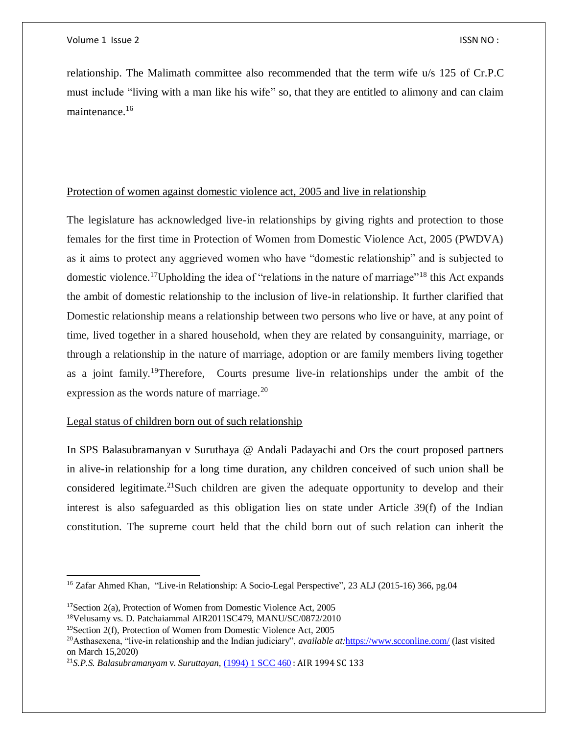relationship. The Malimath committee also recommended that the term wife u/s 125 of Cr.P.C must include "living with a man like his wife" so, that they are entitled to alimony and can claim maintenance.[16]

Protection of women against domestic violence act, 2005 and live in relationship

The legislature has acknowledged live-in relationships by giving rights and protection to those females for the first time in Protection of Women from Domestic Violence Act, 2005 (PWDVA) as it aims to protect any aggrieved women who have "domestic relationship" and is subjected to domestic violence.[17]Upholding the idea of "relations in the nature of marriage"[18] this Act expands the ambit of domestic relationship to the inclusion of live-in relationship. It further clarified that Domestic relationship means a relationship between two persons who live or have, at any point of time, lived together in a shared household, when they are related by consanguinity, marriage, or through a relationship in the nature of marriage, adoption or are family members living together as a joint family.[19]Therefore, Courts presume live-in relationships under the ambit of the expression as the words nature of marriage.[20]

Legal status of children born out of such relationship

In SPS Balasubramanyan v Suruthaya @ Andali Padayachi and Ors the court proposed partners in alive-in relationship for a long time duration, any children conceived of such union shall be considered legitimate.[21]Such children are given the adequate opportunity to develop and their interest is also safeguarded as this obligation lies on state under Article 39(f) of the Indian constitution. The supreme court held that the child born out of such relation can inherit the

---

[16] Zafar Ahmed Khan, "Live-in Relationship: A Socio-Legal Perspective", 23 ALJ (2015-16) 366, pg.04

[17]Section 2(a), Protection of Women from Domestic Violence Act, 2005

[18]Velusamy vs. D. Patchaiammal AIR2011SC479, MANU/SC/0872/2010

[19]Section 2(f), Protection of Women from Domestic Violence Act, 2005

[20]Asthasexena, "live-in relationship and the Indian judiciary", *available at:*https://www.scconline.com/ (last visited on March 15,2020)

[21]*S.P.S. Balasubramanyam* v. *Suruttayan*, (1994) 1 SCC 460 : AIR 1994 SC 133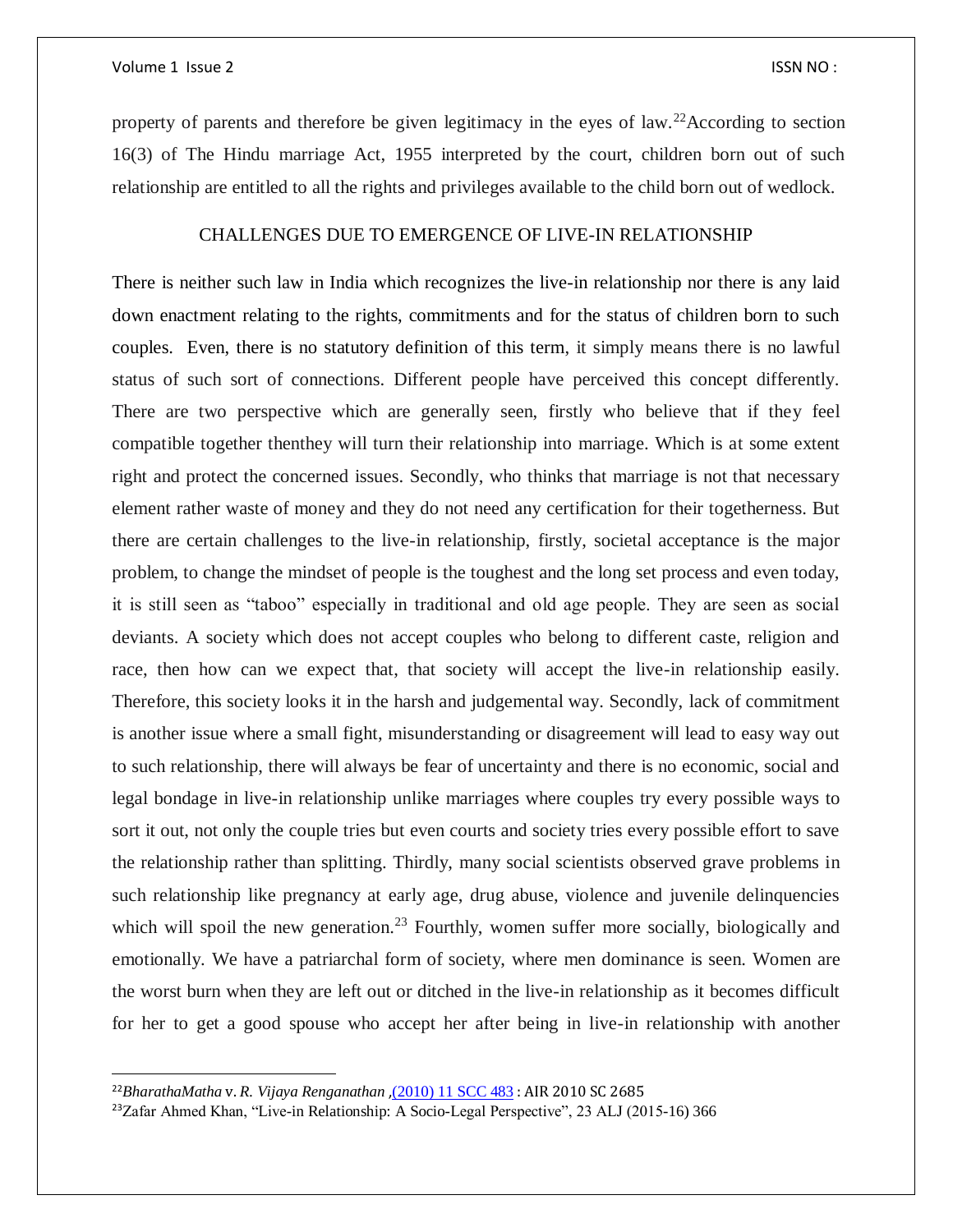property of parents and therefore be given legitimacy in the eyes of law.[22]According to section 16(3) of The Hindu marriage Act, 1955 interpreted by the court, children born out of such relationship are entitled to all the rights and privileges available to the child born out of wedlock.

## CHALLENGES DUE TO EMERGENCE OF LIVE-IN RELATIONSHIP

There is neither such law in India which recognizes the live-in relationship nor there is any laid down enactment relating to the rights, commitments and for the status of children born to such couples. Even, there is no statutory definition of this term, it simply means there is no lawful status of such sort of connections. Different people have perceived this concept differently. There are two perspective which are generally seen, firstly who believe that if they feel compatible together thenthey will turn their relationship into marriage. Which is at some extent right and protect the concerned issues. Secondly, who thinks that marriage is not that necessary element rather waste of money and they do not need any certification for their togetherness. But there are certain challenges to the live-in relationship, firstly, societal acceptance is the major problem, to change the mindset of people is the toughest and the long set process and even today, it is still seen as "taboo" especially in traditional and old age people. They are seen as social deviants. A society which does not accept couples who belong to different caste, religion and race, then how can we expect that, that society will accept the live-in relationship easily. Therefore, this society looks it in the harsh and judgemental way. Secondly, lack of commitment is another issue where a small fight, misunderstanding or disagreement will lead to easy way out to such relationship, there will always be fear of uncertainty and there is no economic, social and legal bondage in live-in relationship unlike marriages where couples try every possible ways to sort it out, not only the couple tries but even courts and society tries every possible effort to save the relationship rather than splitting. Thirdly, many social scientists observed grave problems in such relationship like pregnancy at early age, drug abuse, violence and juvenile delinquencies which will spoil the new generation.[23] Fourthly, women suffer more socially, biologically and emotionally. We have a patriarchal form of society, where men dominance is seen. Women are the worst burn when they are left out or ditched in the live-in relationship as it becomes difficult for her to get a good spouse who accept her after being in live-in relationship with another

---

[22]*BharathaMatha* v. *R. Vijaya Renganathan* ,(2010) 11 SCC 483 : AIR 2010 SC 2685

[23]Zafar Ahmed Khan, "Live-in Relationship: A Socio-Legal Perspective", 23 ALJ (2015-16) 366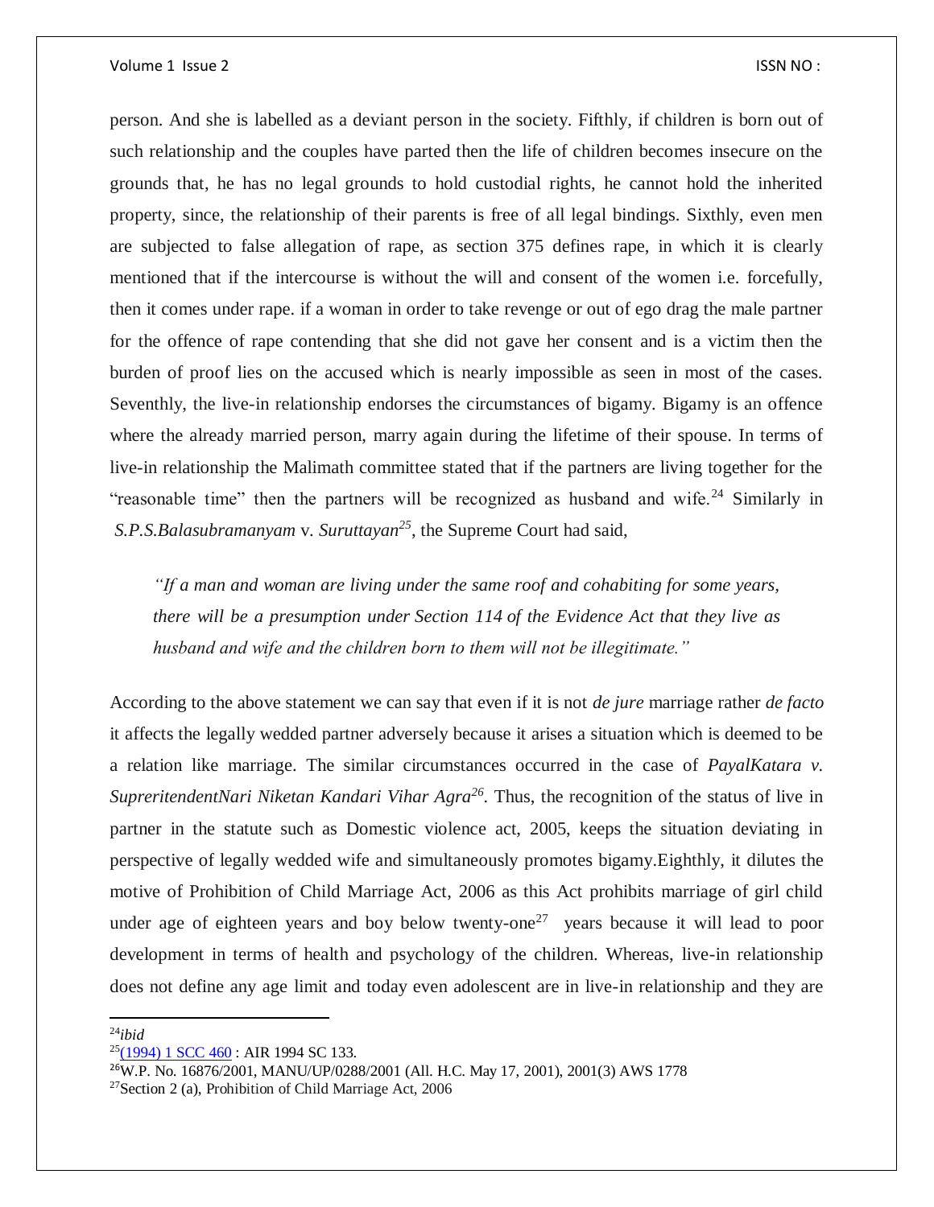person. And she is labelled as a deviant person in the society. Fifthly, if children is born out of such relationship and the couples have parted then the life of children becomes insecure on the grounds that, he has no legal grounds to hold custodial rights, he cannot hold the inherited property, since, the relationship of their parents is free of all legal bindings. Sixthly, even men are subjected to false allegation of rape, as section 375 defines rape, in which it is clearly mentioned that if the intercourse is without the will and consent of the women i.e. forcefully, then it comes under rape. if a woman in order to take revenge or out of ego drag the male partner for the offence of rape contending that she did not gave her consent and is a victim then the burden of proof lies on the accused which is nearly impossible as seen in most of the cases. Seventhly, the live-in relationship endorses the circumstances of bigamy. Bigamy is an offence where the already married person, marry again during the lifetime of their spouse. In terms of live-in relationship the Malimath committee stated that if the partners are living together for the "reasonable time" then the partners will be recognized as husband and wife.[24] Similarly in *S.P.S.Balasubramanyam* v. *Suruttayan*[25], the Supreme Court had said,

> *"If a man and woman are living under the same roof and cohabiting for some years, there will be a presumption under Section 114 of the Evidence Act that they live as husband and wife and the children born to them will not be illegitimate."*

According to the above statement we can say that even if it is not *de jure* marriage rather *de facto* it affects the legally wedded partner adversely because it arises a situation which is deemed to be a relation like marriage. The similar circumstances occurred in the case of *PayalKatara v. SupreritendentNari Niketan Kandari Vihar Agra*[26]. Thus, the recognition of the status of live in partner in the statute such as Domestic violence act, 2005, keeps the situation deviating in perspective of legally wedded wife and simultaneously promotes bigamy.Eighthly, it dilutes the motive of Prohibition of Child Marriage Act, 2006 as this Act prohibits marriage of girl child under age of eighteen years and boy below twenty-one[27] years because it will lead to poor development in terms of health and psychology of the children. Whereas, live-in relationship does not define any age limit and today even adolescent are in live-in relationship and they are

---

[24] *ibid*

[25] (1994) 1 SCC 460 : AIR 1994 SC 133.

[26] W.P. No. 16876/2001, MANU/UP/0288/2001 (All. H.C. May 17, 2001), 2001(3) AWS 1778

[27] Section 2 (a), Prohibition of Child Marriage Act, 2006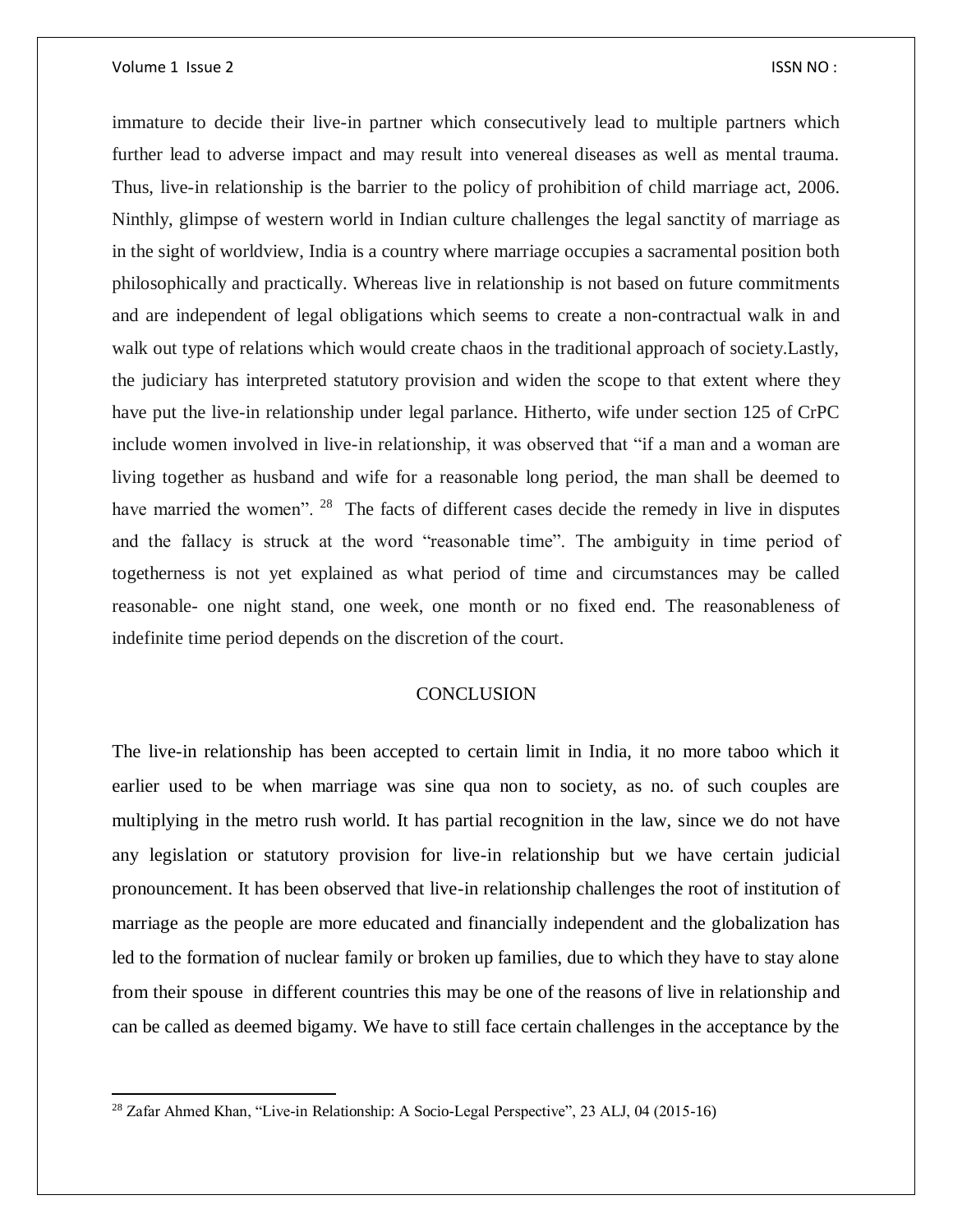immature to decide their live-in partner which consecutively lead to multiple partners which further lead to adverse impact and may result into venereal diseases as well as mental trauma. Thus, live-in relationship is the barrier to the policy of prohibition of child marriage act, 2006. Ninthly, glimpse of western world in Indian culture challenges the legal sanctity of marriage as in the sight of worldview, India is a country where marriage occupies a sacramental position both philosophically and practically. Whereas live in relationship is not based on future commitments and are independent of legal obligations which seems to create a non-contractual walk in and walk out type of relations which would create chaos in the traditional approach of society.Lastly, the judiciary has interpreted statutory provision and widen the scope to that extent where they have put the live-in relationship under legal parlance. Hitherto, wife under section 125 of CrPC include women involved in live-in relationship, it was observed that "if a man and a woman are living together as husband and wife for a reasonable long period, the man shall be deemed to have married the women". [28] The facts of different cases decide the remedy in live in disputes and the fallacy is struck at the word "reasonable time". The ambiguity in time period of togetherness is not yet explained as what period of time and circumstances may be called reasonable- one night stand, one week, one month or no fixed end. The reasonableness of indefinite time period depends on the discretion of the court.

## CONCLUSION

The live-in relationship has been accepted to certain limit in India, it no more taboo which it earlier used to be when marriage was sine qua non to society, as no. of such couples are multiplying in the metro rush world. It has partial recognition in the law, since we do not have any legislation or statutory provision for live-in relationship but we have certain judicial pronouncement. It has been observed that live-in relationship challenges the root of institution of marriage as the people are more educated and financially independent and the globalization has led to the formation of nuclear family or broken up families, due to which they have to stay alone from their spouse in different countries this may be one of the reasons of live in relationship and can be called as deemed bigamy. We have to still face certain challenges in the acceptance by the

---

[28] Zafar Ahmed Khan, "Live-in Relationship: A Socio-Legal Perspective", 23 ALJ, 04 (2015-16)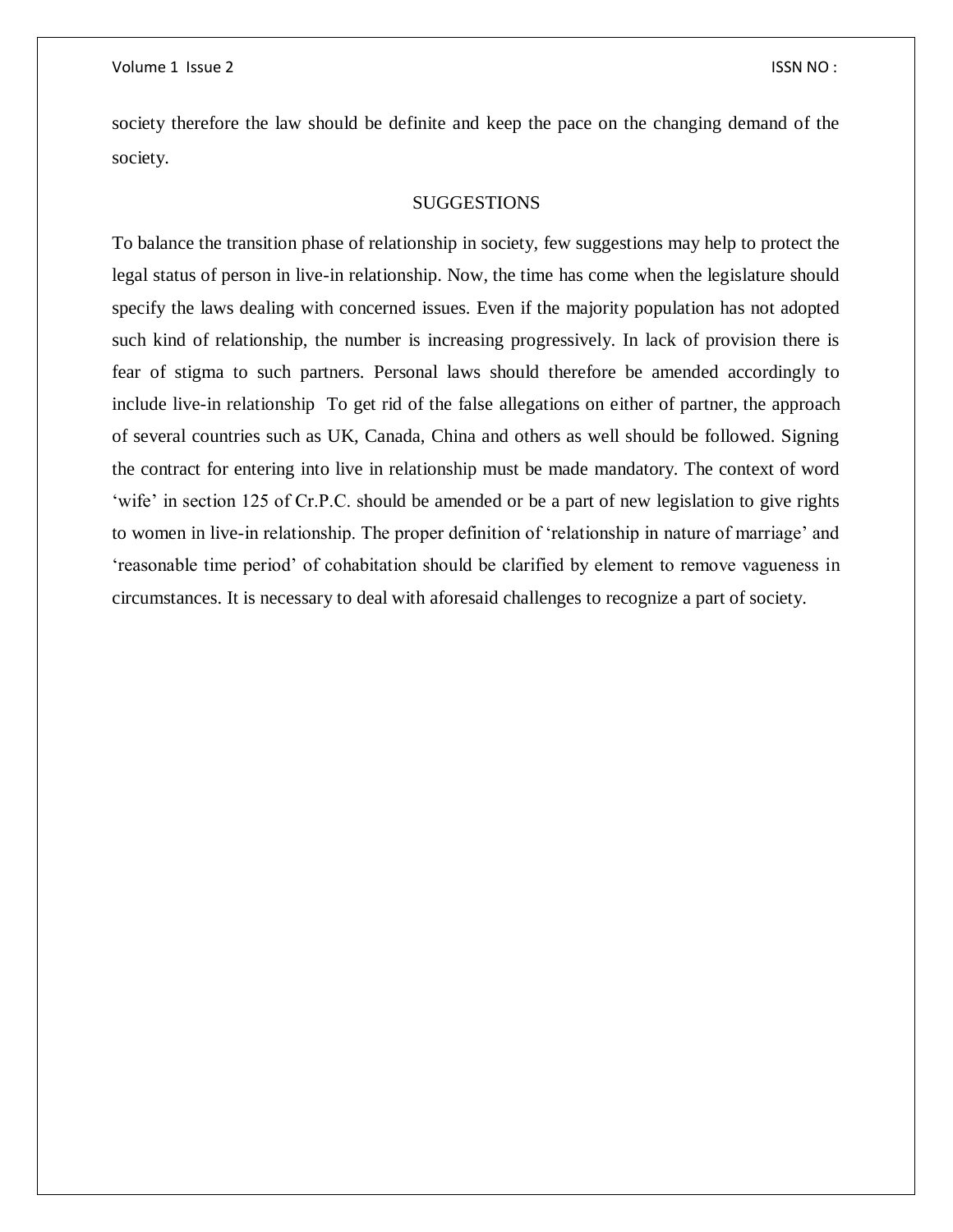society therefore the law should be definite and keep the pace on the changing demand of the society.

## SUGGESTIONS

To balance the transition phase of relationship in society, few suggestions may help to protect the legal status of person in live-in relationship. Now, the time has come when the legislature should specify the laws dealing with concerned issues. Even if the majority population has not adopted such kind of relationship, the number is increasing progressively. In lack of provision there is fear of stigma to such partners. Personal laws should therefore be amended accordingly to include live-in relationship To get rid of the false allegations on either of partner, the approach of several countries such as UK, Canada, China and others as well should be followed. Signing the contract for entering into live in relationship must be made mandatory. The context of word 'wife' in section 125 of Cr.P.C. should be amended or be a part of new legislation to give rights to women in live-in relationship. The proper definition of 'relationship in nature of marriage' and 'reasonable time period' of cohabitation should be clarified by element to remove vagueness in circumstances. It is necessary to deal with aforesaid challenges to recognize a part of society.